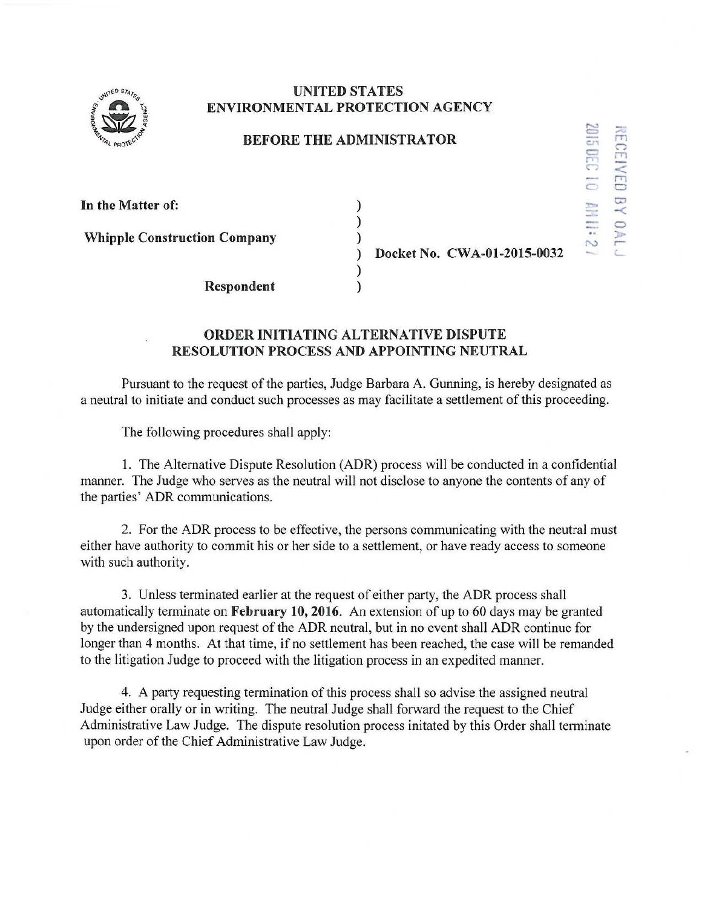# UNITED STATES ENVIRONMENTAL PROTECTION AGENCY

## BEFORE THE ADMINISTRATOR

RECEIVED BY OALJ 2015 DEC 10 AM 11:27

**In the Matter of:**

**Whipple Construction Company**

**Respondent**

**Docket No. CWA-01-2015-0032**

## ORDER INITIATING ALTERNATIVE DISPUTE RESOLUTION PROCESS AND APPOINTING NEUTRAL

Pursuant to the request of the parties, Judge Barbara A. Gunning, is hereby designated as a neutral to initiate and conduct such processes as may facilitate a settlement of this proceeding.

The following procedures shall apply:

1. The Alternative Dispute Resolution (ADR) process will be conducted in a confidential manner. The Judge who serves as the neutral will not disclose to anyone the contents of any of the parties' ADR communications.

2. For the ADR process to be effective, the persons communicating with the neutral must either have authority to commit his or her side to a settlement, or have ready access to someone with such authority.

3. Unless terminated earlier at the request of either party, the ADR process shall automatically terminate on **February 10, 2016**. An extension of up to 60 days may be granted by the undersigned upon request of the ADR neutral, but in no event shall ADR continue for longer than 4 months. At that time, if no settlement has been reached, the case will be remanded to the litigation Judge to proceed with the litigation process in an expedited manner.

4. A party requesting termination of this process shall so advise the assigned neutral Judge either orally or in writing. The neutral Judge shall forward the request to the Chief Administrative Law Judge. The dispute resolution process initated by this Order shall terminate upon order of the Chief Administrative Law Judge.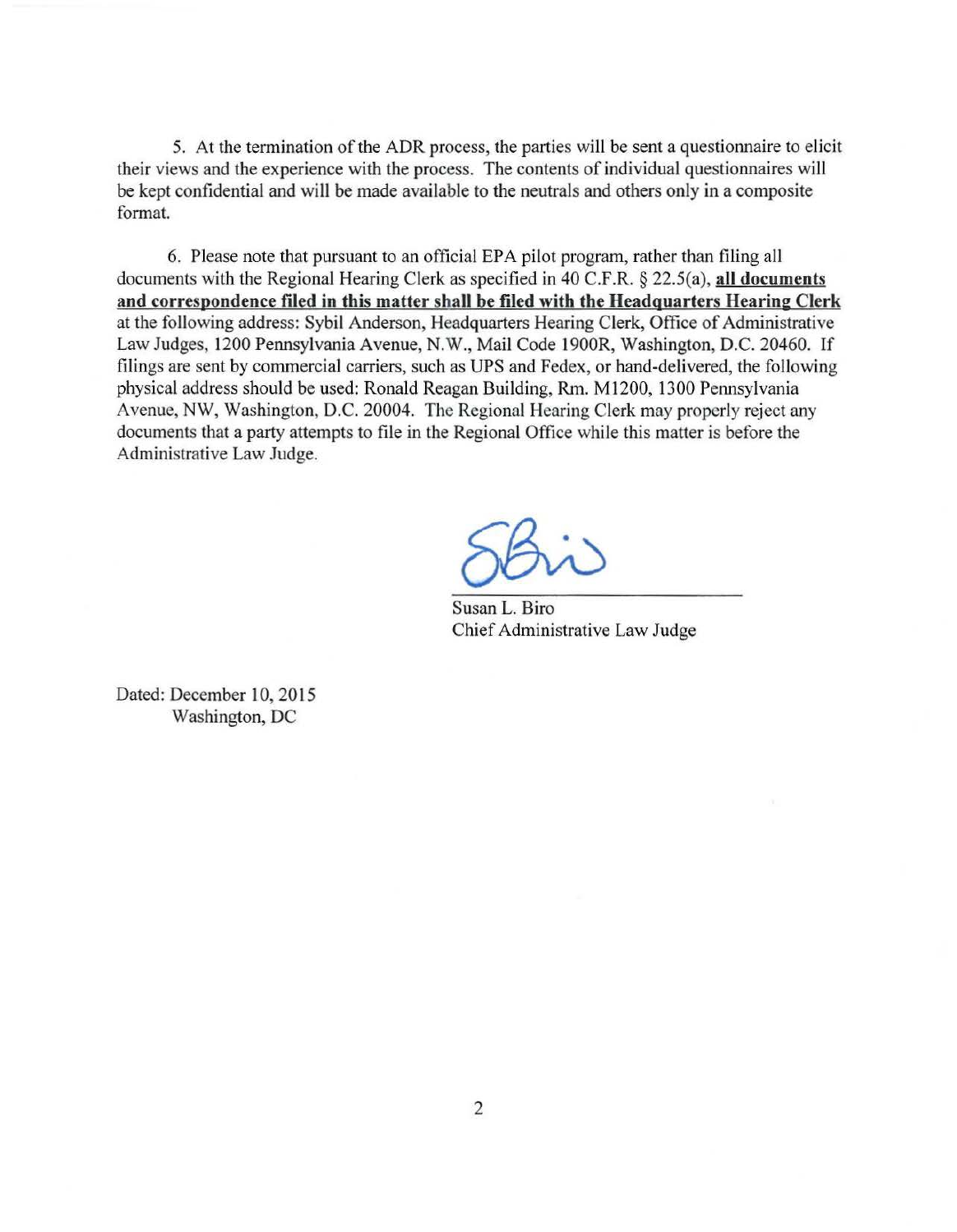5. At the termination of the ADR process, the parties will be sent a questionnaire to elicit their views and the experience with the process. The contents of individual questionnaires will be kept confidential and will be made available to the neutrals and others only in a composite format.

6. Please note that pursuant to an official EPA pilot program, rather than filing all documents with the Regional Hearing Clerk as specified in 40 C.F.R. § 22.5(a), **all documents and correspondence filed in this matter shall be filed with the Headquarters Hearing Clerk** at the following address: Sybil Anderson, Headquarters Hearing Clerk, Office of Administrative Law Judges, 1200 Pennsylvania Avenue, N.W., Mail Code 1900R, Washington, D.C. 20460. If filings are sent by commercial carriers, such as UPS and Fedex, or hand-delivered, the following physical address should be used: Ronald Reagan Building, Rm. M1200, 1300 Pennsylvania Avenue, NW, Washington, D.C. 20004. The Regional Hearing Clerk may properly reject any documents that a party attempts to file in the Regional Office while this matter is before the Administrative Law Judge.

Susan L. Biro
Chief Administrative Law Judge

Dated: December 10, 2015
Washington, DC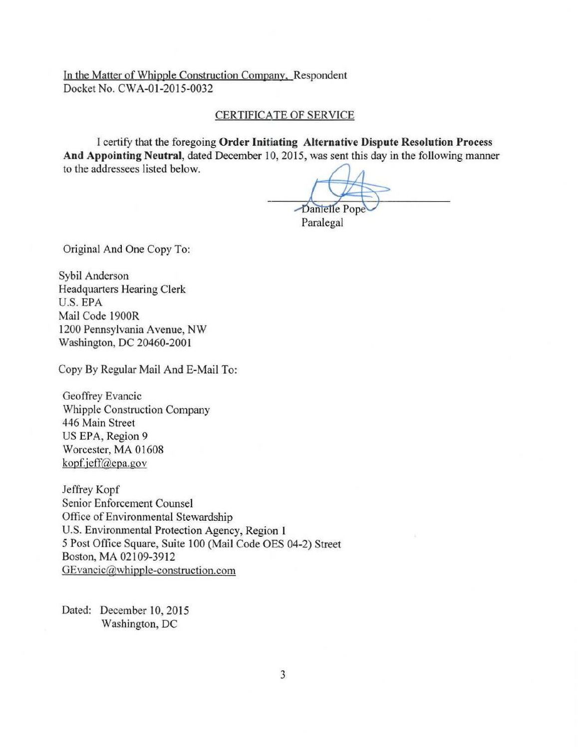In the Matter of Whipple Construction Company, Respondent
Docket No. CWA-01-2015-0032

CERTIFICATE OF SERVICE

I certify that the foregoing **Order Initiating Alternative Dispute Resolution Process And Appointing Neutral**, dated December 10, 2015, was sent this day in the following manner to the addressees listed below.

Danielle Pope
Paralegal

Original And One Copy To:

Sybil Anderson
Headquarters Hearing Clerk
U.S. EPA
Mail Code 1900R
1200 Pennsylvania Avenue, NW
Washington, DC 20460-2001

Copy By Regular Mail And E-Mail To:

Geoffrey Evancic
Whipple Construction Company
446 Main Street
US EPA, Region 9
Worcester, MA 01608
kopf.jeff@epa.gov

Jeffrey Kopf
Senior Enforcement Counsel
Office of Environmental Stewardship
U.S. Environmental Protection Agency, Region 1
5 Post Office Square, Suite 100 (Mail Code OES 04-2) Street
Boston, MA 02109-3912
GEvancic@whipple-construction.com

Dated: December 10, 2015
Washington, DC